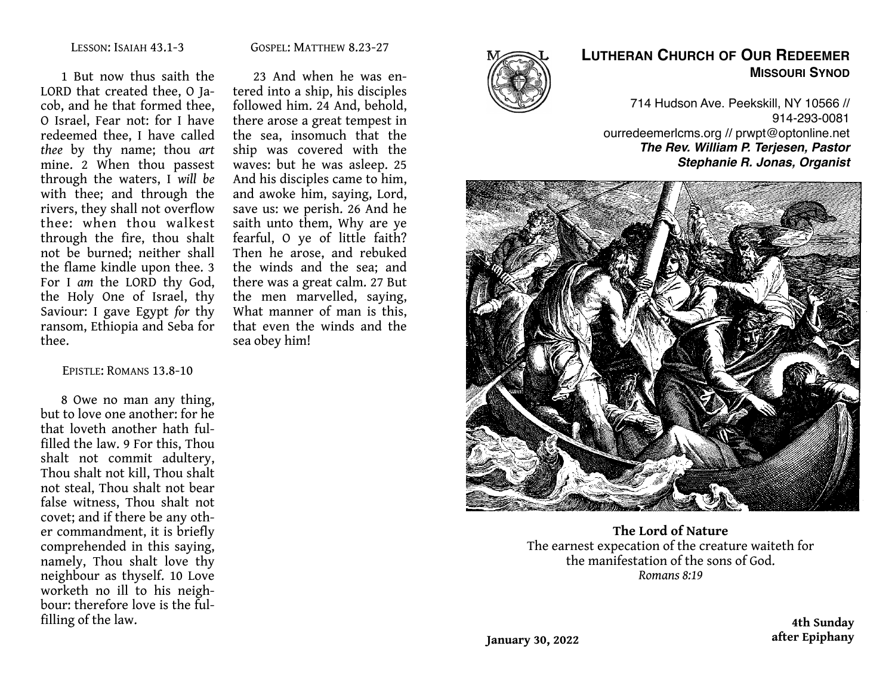LESSON: ISAIAH 43.1-3

1 But now thus saith the LORD that created thee, O Jacob, and he that formed thee, O Israel, Fear not: for I have redeemed thee, I have called *thee* by thy name; thou *art* mine. 2 When thou passest through the waters, I *will be* with thee; and through the rivers, they shall not overflow thee: when thou walkest through the fire, thou shalt not be burned; neither shall the flame kindle upon thee. 3 For I *am* the LORD thy God, the Holy One of Israel, thy Saviour: I gave Egypt *for* thy ransom, Ethiopia and Seba for thee.

EPISTLE: ROMANS 13.8-10

8 Owe no man any thing, but to love one another: for he that loveth another hath fulfilled the law. 9 For this, Thou shalt not commit adultery, Thou shalt not kill, Thou shalt not steal, Thou shalt not bear false witness, Thou shalt not covet; and if there be any other commandment, it is briefly comprehended in this saying, namely, Thou shalt love thy neighbour as thyself. 10 Love worketh no ill to his neighbour: therefore love is the fulfilling of the law.

GOSPEL: MATTHEW 8.23-27

23 And when he was entered into a ship, his disciples followed him. 24 And, behold, there arose a great tempest in the sea, insomuch that the ship was covered with the waves: but he was asleep. 25 And his disciples came to him, and awoke him, saying, Lord, save us: we perish. 26 And he saith unto them, Why are ye fearful, O ye of little faith? Then he arose, and rebuked the winds and the sea; and there was a great calm. 27 But the men marvelled, saying, What manner of man is this, that even the winds and the sea obey him!

# LUTHERAN CHURCH OF OUR REDEEMER
## MISSOURI SYNOD

714 Hudson Ave. Peekskill, NY 10566 // 914-293-0081
ourredeemerlcms.org // prwpt@optonline.net
***The Rev. William P. Terjesen, Pastor***
***Stephanie R. Jonas, Organist***

**The Lord of Nature**
The earnest expecation of the creature waiteth for the manifestation of the sons of God.
*Romans 8:19*

**January 30, 2022**

**4th Sunday after Epiphany**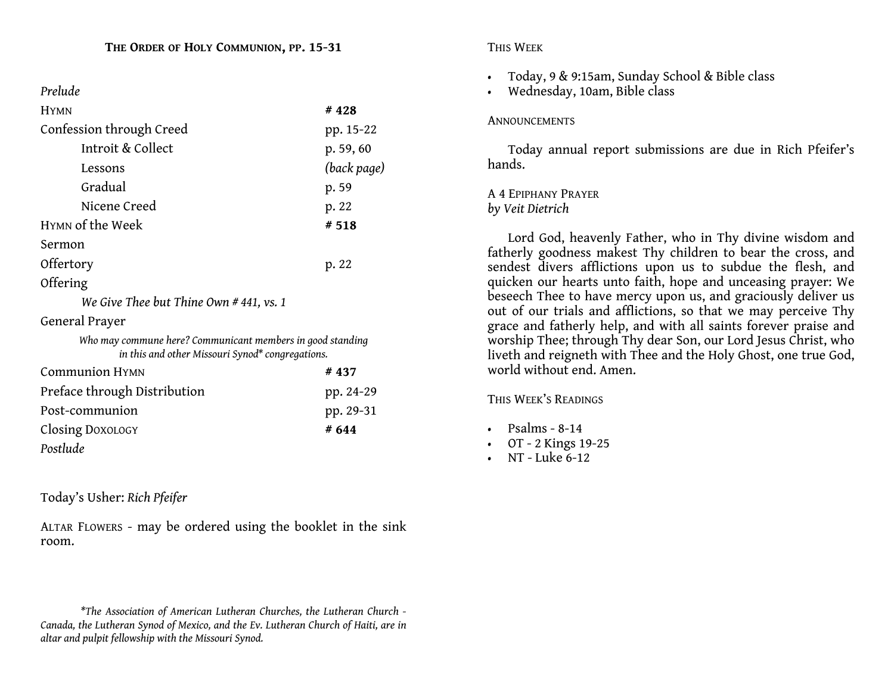### The Order of Holy Communion, pp. 15-31

| | |
|---|---|
| *Prelude* | |
| Hymn | **# 428** |
| Confession through Creed | pp. 15-22 |
| Introit & Collect | p. 59, 60 |
| Lessons | *(back page)* |
| Gradual | p. 59 |
| Nicene Creed | p. 22 |
| Hymn of the Week | **# 518** |
| Sermon | |
| Offertory | p. 22 |
| Offering | |
| *We Give Thee but Thine Own # 441, vs. 1* | |
| General Prayer | |
| *Who may commune here? Communicant members in good standing in this and other Missouri Synod* congregations.* | |
| Communion Hymn | **# 437** |
| Preface through Distribution | pp. 24-29 |
| Post-communion | pp. 29-31 |
| Closing Doxology | **# 644** |
| *Postlude* | |

Today's Usher: *Rich Pfeifer*

Altar Flowers - may be ordered using the booklet in the sink room.

**The Association of American Lutheran Churches, the Lutheran Church - Canada, the Lutheran Synod of Mexico, and the Ev. Lutheran Church of Haiti, are in altar and pulpit fellowship with the Missouri Synod.*

### This Week

- Today, 9 & 9:15am, Sunday School & Bible class
- Wednesday, 10am, Bible class

### Announcements

Today annual report submissions are due in Rich Pfeifer's hands.

### A 4 Epiphany Prayer
*by Veit Dietrich*

Lord God, heavenly Father, who in Thy divine wisdom and fatherly goodness makest Thy children to bear the cross, and sendest divers afflictions upon us to subdue the flesh, and quicken our hearts unto faith, hope and unceasing prayer: We beseech Thee to have mercy upon us, and graciously deliver us out of our trials and afflictions, so that we may perceive Thy grace and fatherly help, and with all saints forever praise and worship Thee; through Thy dear Son, our Lord Jesus Christ, who liveth and reigneth with Thee and the Holy Ghost, one true God, world without end. Amen.

### This Week's Readings

- Psalms - 8-14
- OT - 2 Kings 19-25
- NT - Luke 6-12